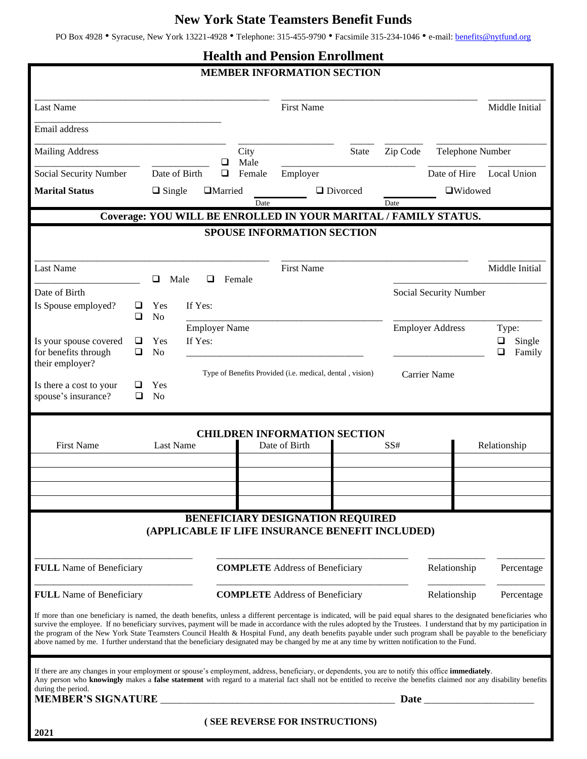# New York State Teamsters Benefit Funds

PO Box 4928 • Syracuse, New York 13221-4928 • Telephone: 315-455-9790 • Facsimile 315-234-1046 • e-mail: benefits@nytfund.org

## Health and Pension Enrollment

### MEMBER INFORMATION SECTION

Last Name ______________________ First Name ______________________ Middle Initial ______

Email address ______________________

Mailing Address ______________________ City __________ State ____ Zip Code ______ Telephone Number __________

Social Security Number __________ Date of Birth __________ ❑ Male ❑ Female Employer __________ Date of Hire __________ Local Union __________

**Marital Status** ❑ Single ❑Married ________ (Date) ❑ Divorced ________ (Date) ❑Widowed

**Coverage: YOU WILL BE ENROLLED IN YOUR MARITAL / FAMILY STATUS.**

### SPOUSE INFORMATION SECTION

Last Name ______________________ First Name ______________________ Middle Initial ______

Date of Birth __________ ❑ Male ❑ Female Social Security Number __________

Is Spouse employed? ❑ Yes ❑ No If Yes: Employer Name __________ Employer Address __________

Is your spouse covered for benefits through their employer? ❑ Yes ❑ No If Yes: Type of Benefits Provided (i.e. medical, dental , vision) __________ Carrier Name __________ Type: ❑ Single ❑ Family

Is there a cost to your spouse's insurance? ❑ Yes ❑ No

### CHILDREN INFORMATION SECTION

| First Name | Last Name | Date of Birth | SS# | Relationship |
|---|---|---|---|---|
| | | | | |
| | | | | |
| | | | | |
| | | | | |

### BENEFICIARY DESIGNATION REQUIRED (APPLICABLE IF LIFE INSURANCE BENEFIT INCLUDED)

**FULL** Name of Beneficiary __________ **COMPLETE** Address of Beneficiary __________ Relationship ______ Percentage ______

**FULL** Name of Beneficiary __________ **COMPLETE** Address of Beneficiary __________ Relationship ______ Percentage ______

If more than one beneficiary is named, the death benefits, unless a different percentage is indicated, will be paid equal shares to the designated beneficiaries who survive the employee. If no beneficiary survives, payment will be made in accordance with the rules adopted by the Trustees. I understand that by my participation in the program of the New York State Teamsters Council Health & Hospital Fund, any death benefits payable under such program shall be payable to the beneficiary above named by me. I further understand that the beneficiary designated may be changed by me at any time by written notification to the Fund.

If there are any changes in your employment or spouse's employment, address, beneficiary, or dependents, you are to notify this office **immediately**.
Any person who **knowingly** makes a **false statement** with regard to a material fact shall not be entitled to receive the benefits claimed nor any disability benefits during the period.

**MEMBER'S SIGNATURE** ______________________ **Date** __________

**( SEE REVERSE FOR INSTRUCTIONS)**

**2021**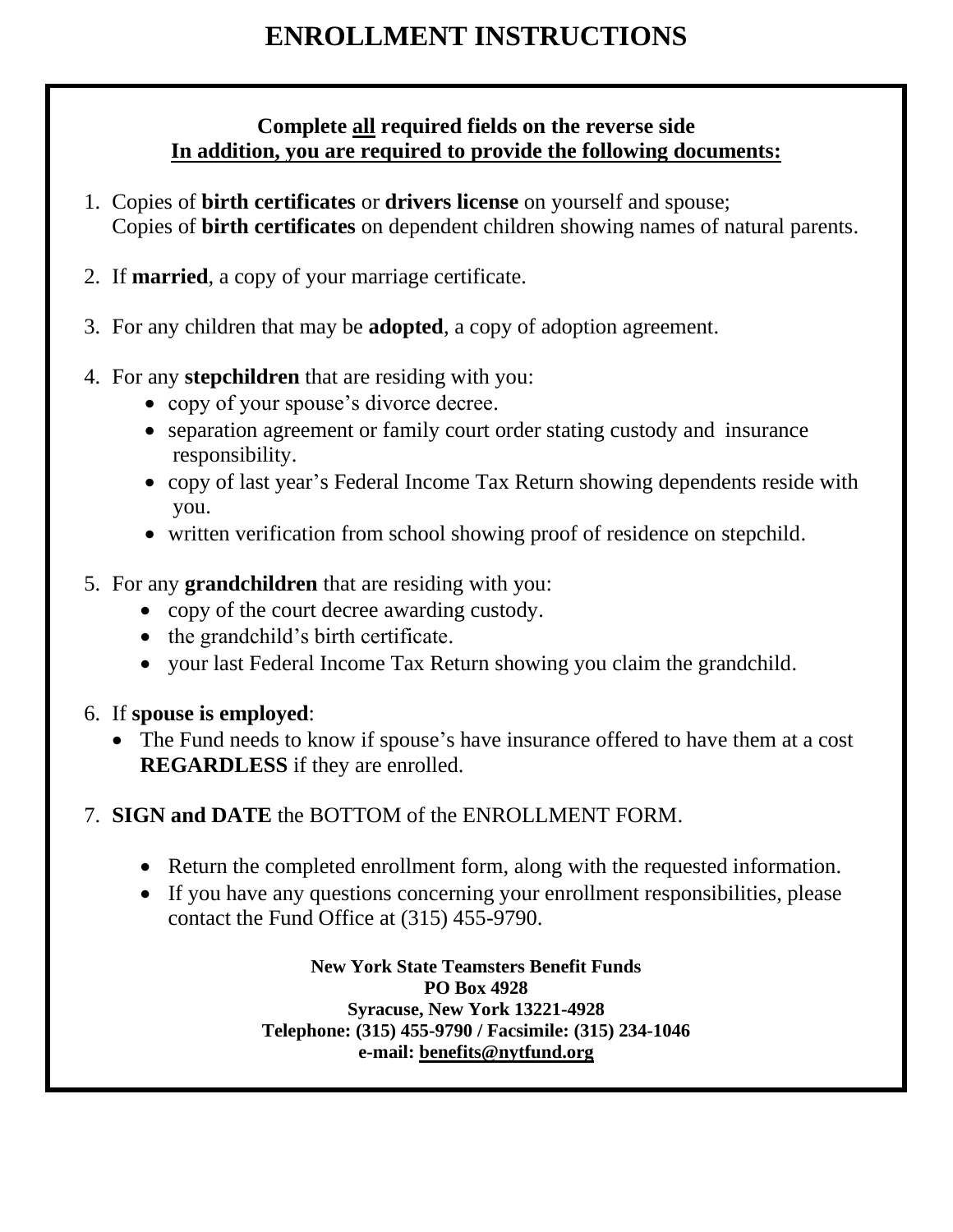# ENROLLMENT INSTRUCTIONS

**Complete all required fields on the reverse side**
**In addition, you are required to provide the following documents:**

1. Copies of **birth certificates** or **drivers license** on yourself and spouse; Copies of **birth certificates** on dependent children showing names of natural parents.

2. If **married**, a copy of your marriage certificate.

3. For any children that may be **adopted**, a copy of adoption agreement.

4. For any **stepchildren** that are residing with you:
   - copy of your spouse's divorce decree.
   - separation agreement or family court order stating custody and insurance responsibility.
   - copy of last year's Federal Income Tax Return showing dependents reside with you.
   - written verification from school showing proof of residence on stepchild.

5. For any **grandchildren** that are residing with you:
   - copy of the court decree awarding custody.
   - the grandchild's birth certificate.
   - your last Federal Income Tax Return showing you claim the grandchild.

6. If **spouse is employed**:
   - The Fund needs to know if spouse's have insurance offered to have them at a cost **REGARDLESS** if they are enrolled.

7. **SIGN and DATE** the BOTTOM of the ENROLLMENT FORM.
   - Return the completed enrollment form, along with the requested information.
   - If you have any questions concerning your enrollment responsibilities, please contact the Fund Office at (315) 455-9790.

**New York State Teamsters Benefit Funds**
**PO Box 4928**
**Syracuse, New York 13221-4928**
**Telephone: (315) 455-9790 / Facsimile: (315) 234-1046**
**e-mail: benefits@nytfund.org**